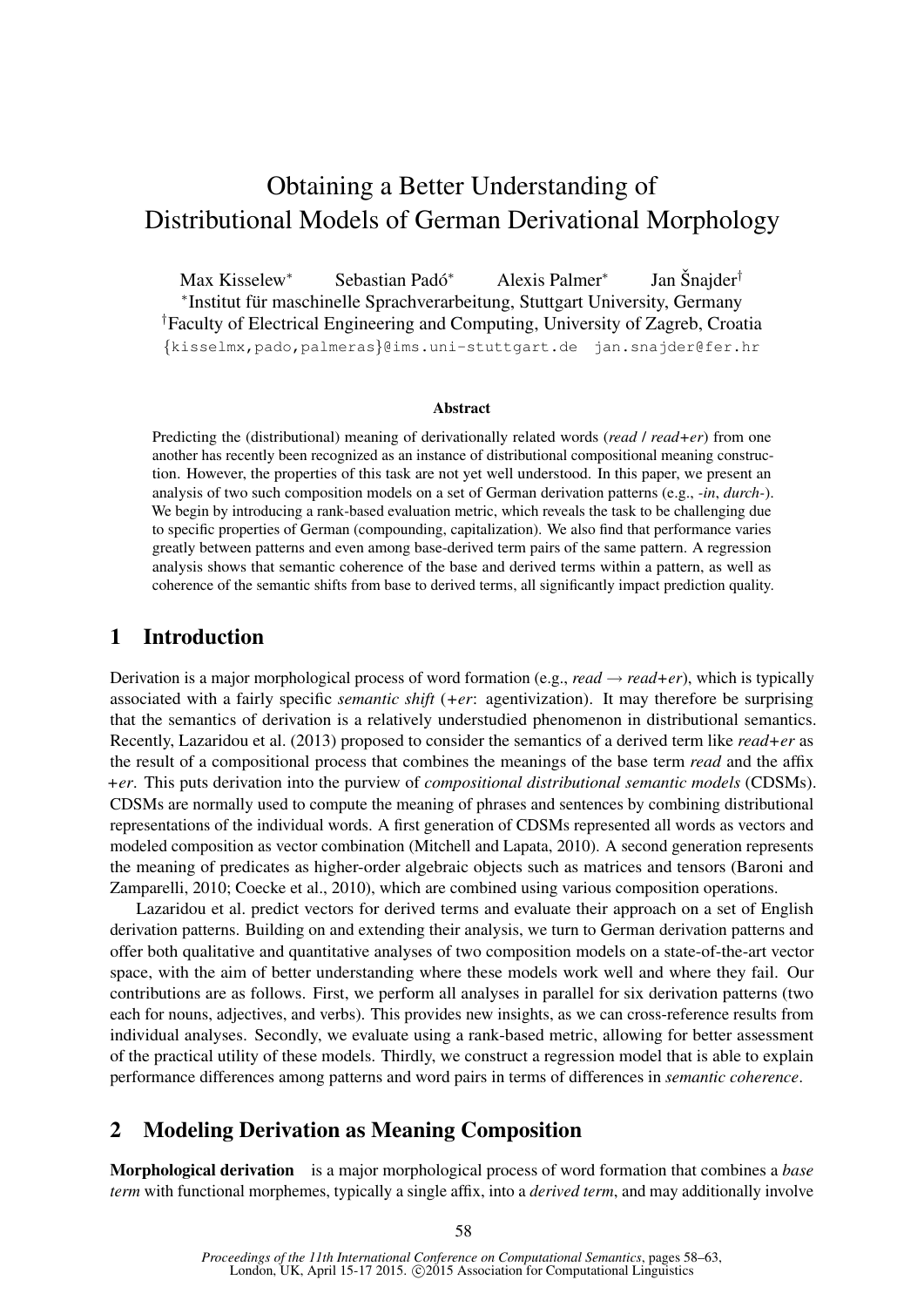# Obtaining a Better Understanding of Distributional Models of German Derivational Morphology

Max Kisselew[*] Sebastian Padó[*] Alexis Palmer[*] Jan Šnajder[†]

[*]Institut für maschinelle Sprachverarbeitung, Stuttgart University, Germany

[†]Faculty of Electrical Engineering and Computing, University of Zagreb, Croatia

{kisselmx,pado,palmeras}@ims.uni-stuttgart.de jan.snajder@fer.hr

### Abstract

Predicting the (distributional) meaning of derivationally related words (*read* / *read+er*) from one another has recently been recognized as an instance of distributional compositional meaning construction. However, the properties of this task are not yet well understood. In this paper, we present an analysis of two such composition models on a set of German derivation patterns (e.g., *-in*, *durch-*). We begin by introducing a rank-based evaluation metric, which reveals the task to be challenging due to specific properties of German (compounding, capitalization). We also find that performance varies greatly between patterns and even among base-derived term pairs of the same pattern. A regression analysis shows that semantic coherence of the base and derived terms within a pattern, as well as coherence of the semantic shifts from base to derived terms, all significantly impact prediction quality.

## 1 Introduction

Derivation is a major morphological process of word formation (e.g., *read* → *read+er*), which is typically associated with a fairly specific *semantic shift* (*+er*: agentivization). It may therefore be surprising that the semantics of derivation is a relatively understudied phenomenon in distributional semantics. Recently, Lazaridou et al. (2013) proposed to consider the semantics of a derived term like *read+er* as the result of a compositional process that combines the meanings of the base term *read* and the affix *+er*. This puts derivation into the purview of *compositional distributional semantic models* (CDSMs). CDSMs are normally used to compute the meaning of phrases and sentences by combining distributional representations of the individual words. A first generation of CDSMs represented all words as vectors and modeled composition as vector combination (Mitchell and Lapata, 2010). A second generation represents the meaning of predicates as higher-order algebraic objects such as matrices and tensors (Baroni and Zamparelli, 2010; Coecke et al., 2010), which are combined using various composition operations.

Lazaridou et al. predict vectors for derived terms and evaluate their approach on a set of English derivation patterns. Building on and extending their analysis, we turn to German derivation patterns and offer both qualitative and quantitative analyses of two composition models on a state-of-the-art vector space, with the aim of better understanding where these models work well and where they fail. Our contributions are as follows. First, we perform all analyses in parallel for six derivation patterns (two each for nouns, adjectives, and verbs). This provides new insights, as we can cross-reference results from individual analyses. Secondly, we evaluate using a rank-based metric, allowing for better assessment of the practical utility of these models. Thirdly, we construct a regression model that is able to explain performance differences among patterns and word pairs in terms of differences in *semantic coherence*.

## 2 Modeling Derivation as Meaning Composition

**Morphological derivation** is a major morphological process of word formation that combines a *base term* with functional morphemes, typically a single affix, into a *derived term*, and may additionally involve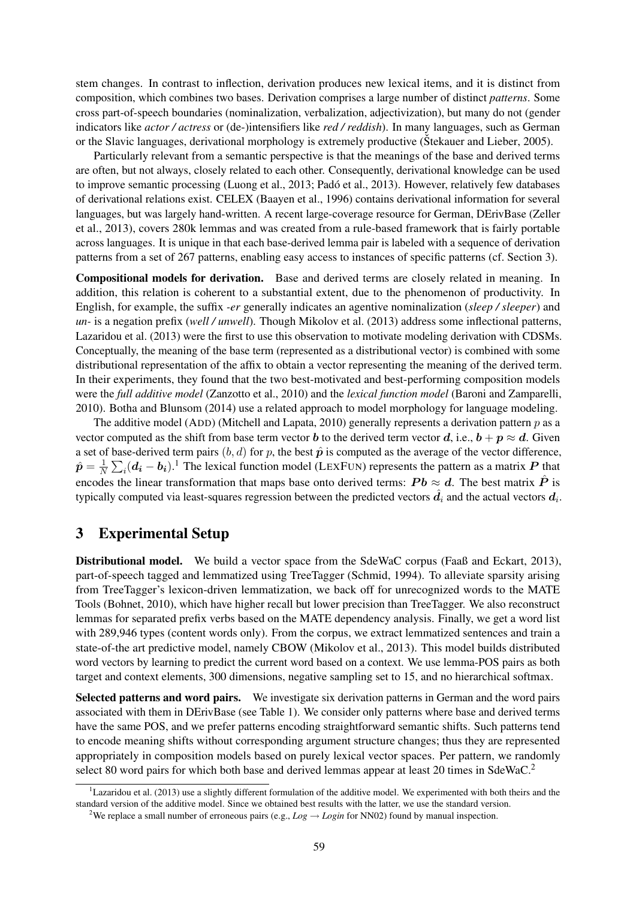stem changes. In contrast to inflection, derivation produces new lexical items, and it is distinct from composition, which combines two bases. Derivation comprises a large number of distinct *patterns*. Some cross part-of-speech boundaries (nominalization, verbalization, adjectivization), but many do not (gender indicators like *actor / actress* or (de-)intensifiers like *red / reddish*). In many languages, such as German or the Slavic languages, derivational morphology is extremely productive (Štekauer and Lieber, 2005).

Particularly relevant from a semantic perspective is that the meanings of the base and derived terms are often, but not always, closely related to each other. Consequently, derivational knowledge can be used to improve semantic processing (Luong et al., 2013; Padó et al., 2013). However, relatively few databases of derivational relations exist. CELEX (Baayen et al., 1996) contains derivational information for several languages, but was largely hand-written. A recent large-coverage resource for German, DErivBase (Zeller et al., 2013), covers 280k lemmas and was created from a rule-based framework that is fairly portable across languages. It is unique in that each base-derived lemma pair is labeled with a sequence of derivation patterns from a set of 267 patterns, enabling easy access to instances of specific patterns (cf. Section 3).

**Compositional models for derivation.** Base and derived terms are closely related in meaning. In addition, this relation is coherent to a substantial extent, due to the phenomenon of productivity. In English, for example, the suffix *-er* generally indicates an agentive nominalization (*sleep / sleeper*) and *un-* is a negation prefix (*well / unwell*). Though Mikolov et al. (2013) address some inflectional patterns, Lazaridou et al. (2013) were the first to use this observation to motivate modeling derivation with CDSMs. Conceptually, the meaning of the base term (represented as a distributional vector) is combined with some distributional representation of the affix to obtain a vector representing the meaning of the derived term. In their experiments, they found that the two best-motivated and best-performing composition models were the *full additive model* (Zanzotto et al., 2010) and the *lexical function model* (Baroni and Zamparelli, 2010). Botha and Blunsom (2014) use a related approach to model morphology for language modeling.

The additive model (ADD) (Mitchell and Lapata, 2010) generally represents a derivation pattern $p$ as a vector computed as the shift from base term vector $\boldsymbol{b}$ to the derived term vector $\boldsymbol{d}$, i.e., $\boldsymbol{b} + \boldsymbol{p} \approx \boldsymbol{d}$. Given a set of base-derived term pairs $(b, d)$ for $p$, the best $\hat{\boldsymbol{p}}$ is computed as the average of the vector difference, $\hat{\boldsymbol{p}} = \frac{1}{N} \sum_i (\boldsymbol{d_i} - \boldsymbol{b_i})$.[1] The lexical function model (LEXFUN) represents the pattern as a matrix $\boldsymbol{P}$ that encodes the linear transformation that maps base onto derived terms: $\boldsymbol{P}\boldsymbol{b} \approx \boldsymbol{d}$. The best matrix $\hat{\boldsymbol{P}}$ is typically computed via least-squares regression between the predicted vectors $\hat{\boldsymbol{d}}_i$ and the actual vectors $\boldsymbol{d}_i$.

## 3 Experimental Setup

**Distributional model.** We build a vector space from the SdeWaC corpus (Faaß and Eckart, 2013), part-of-speech tagged and lemmatized using TreeTagger (Schmid, 1994). To alleviate sparsity arising from TreeTagger's lexicon-driven lemmatization, we back off for unrecognized words to the MATE Tools (Bohnet, 2010), which have higher recall but lower precision than TreeTagger. We also reconstruct lemmas for separated prefix verbs based on the MATE dependency analysis. Finally, we get a word list with 289,946 types (content words only). From the corpus, we extract lemmatized sentences and train a state-of-the art predictive model, namely CBOW (Mikolov et al., 2013). This model builds distributed word vectors by learning to predict the current word based on a context. We use lemma-POS pairs as both target and context elements, 300 dimensions, negative sampling set to 15, and no hierarchical softmax.

**Selected patterns and word pairs.** We investigate six derivation patterns in German and the word pairs associated with them in DErivBase (see Table 1). We consider only patterns where base and derived terms have the same POS, and we prefer patterns encoding straightforward semantic shifts. Such patterns tend to encode meaning shifts without corresponding argument structure changes; thus they are represented appropriately in composition models based on purely lexical vector spaces. Per pattern, we randomly select 80 word pairs for which both base and derived lemmas appear at least 20 times in SdeWaC.[2]

[1] Lazaridou et al. (2013) use a slightly different formulation of the additive model. We experimented with both theirs and the standard version of the additive model. Since we obtained best results with the latter, we use the standard version.

[2] We replace a small number of erroneous pairs (e.g., *Log* → *Login* for NN02) found by manual inspection.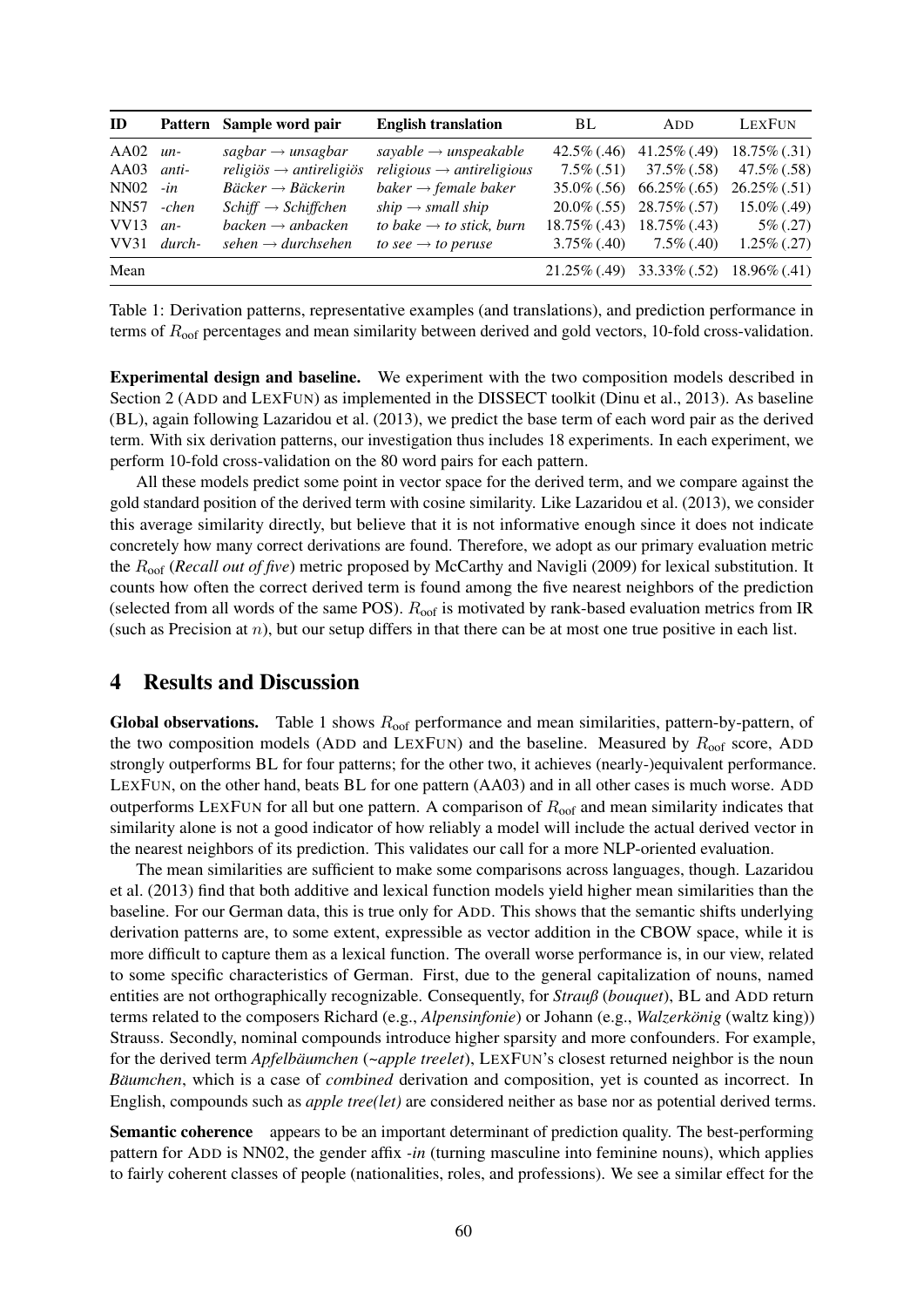| ID | Pattern | Sample word pair | English translation | BL | ADD | LEXFUN |
|---|---|---|---|---|---|---|
| AA02 | *un-* | *sagbar* → *unsagbar* | *sayable* → *unspeakable* | 42.5% (.46) | 41.25% (.49) | 18.75% (.31) |
| AA03 | *anti-* | *religiös* → *antireligiös* | *religious* → *antireligious* | 7.5% (.51) | 37.5% (.58) | 47.5% (.58) |
| NN02 | *-in* | *Bäcker* → *Bäckerin* | *baker* → *female baker* | 35.0% (.56) | 66.25% (.65) | 26.25% (.51) |
| NN57 | *-chen* | *Schiff* → *Schiffchen* | *ship* → *small ship* | 20.0% (.55) | 28.75% (.57) | 15.0% (.49) |
| VV13 | *an-* | *backen* → *anbacken* | *to bake* → *to stick, burn* | 18.75% (.43) | 18.75% (.43) | 5% (.27) |
| VV31 | *durch-* | *sehen* → *durchsehen* | *to see* → *to peruse* | 3.75% (.40) | 7.5% (.40) | 1.25% (.27) |
| Mean | | | | 21.25% (.49) | 33.33% (.52) | 18.96% (.41) |

Table 1: Derivation patterns, representative examples (and translations), and prediction performance in terms of $R_{\text{oof}}$ percentages and mean similarity between derived and gold vectors, 10-fold cross-validation.

**Experimental design and baseline.** We experiment with the two composition models described in Section 2 (ADD and LEXFUN) as implemented in the DISSECT toolkit (Dinu et al., 2013). As baseline (BL), again following Lazaridou et al. (2013), we predict the base term of each word pair as the derived term. With six derivation patterns, our investigation thus includes 18 experiments. In each experiment, we perform 10-fold cross-validation on the 80 word pairs for each pattern.

All these models predict some point in vector space for the derived term, and we compare against the gold standard position of the derived term with cosine similarity. Like Lazaridou et al. (2013), we consider this average similarity directly, but believe that it is not informative enough since it does not indicate concretely how many correct derivations are found. Therefore, we adopt as our primary evaluation metric the $R_{\text{oof}}$ (*Recall out of five*) metric proposed by McCarthy and Navigli (2009) for lexical substitution. It counts how often the correct derived term is found among the five nearest neighbors of the prediction (selected from all words of the same POS). $R_{\text{oof}}$ is motivated by rank-based evaluation metrics from IR (such as Precision at $n$), but our setup differs in that there can be at most one true positive in each list.

## 4 Results and Discussion

**Global observations.** Table 1 shows $R_{\text{oof}}$ performance and mean similarities, pattern-by-pattern, of the two composition models (ADD and LEXFUN) and the baseline. Measured by $R_{\text{oof}}$ score, ADD strongly outperforms BL for four patterns; for the other two, it achieves (nearly-)equivalent performance. LEXFUN, on the other hand, beats BL for one pattern (AA03) and in all other cases is much worse. ADD outperforms LEXFUN for all but one pattern. A comparison of $R_{\text{oof}}$ and mean similarity indicates that similarity alone is not a good indicator of how reliably a model will include the actual derived vector in the nearest neighbors of its prediction. This validates our call for a more NLP-oriented evaluation.

The mean similarities are sufficient to make some comparisons across languages, though. Lazaridou et al. (2013) find that both additive and lexical function models yield higher mean similarities than the baseline. For our German data, this is true only for ADD. This shows that the semantic shifts underlying derivation patterns are, to some extent, expressible as vector addition in the CBOW space, while it is more difficult to capture them as a lexical function. The overall worse performance is, in our view, related to some specific characteristics of German. First, due to the general capitalization of nouns, named entities are not orthographically recognizable. Consequently, for ***Strauß*** (*bouquet*), BL and ADD return terms related to the composers Richard (e.g., *Alpensinfonie*) or Johann (e.g., *Walzerkönig* (waltz king)) Strauss. Secondly, nominal compounds introduce higher sparsity and more confounders. For example, for the derived term *Apfelbäumchen* (~*apple treelet*), LEXFUN's closest returned neighbor is the noun *Bäumchen*, which is a case of *combined* derivation and composition, yet is counted as incorrect. In English, compounds such as *apple tree(let)* are considered neither as base nor as potential derived terms.

**Semantic coherence** appears to be an important determinant of prediction quality. The best-performing pattern for ADD is NN02, the gender affix *-in* (turning masculine into feminine nouns), which applies to fairly coherent classes of people (nationalities, roles, and professions). We see a similar effect for the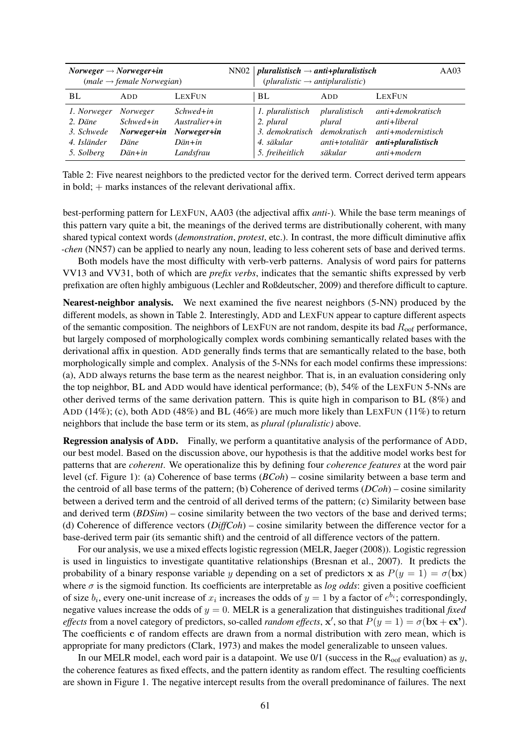| ***Norweger*** → ***Norweger+in*** *(male* → *female Norwegian)* | | NN02 | ***pluralistisch*** → ***anti+pluralistisch*** *(pluralistic* → *antipluralistic)* | | AA03 |
|---|---|---|---|---|---|
| BL | ADD | LEXFUN | BL | ADD | LEXFUN |
| *1. Norweger* | *Norweger* | *Schwed+in* | *1. pluralistisch* | *pluralistisch* | *anti+demokratisch* |
| *2. Däne* | *Schwed+in* | *Australier+in* | *2. plural* | *plural* | *anti+liberal* |
| *3. Schwede* | ***Norweger+in*** | ***Norweger+in*** | *3. demokratisch* | *demokratisch* | *anti+modernistisch* |
| *4. Isländer* | *Däne* | *Dän+in* | *4. säkular* | *anti+totalitär* | ***anti+pluralistisch*** |
| *5. Solberg* | *Dän+in* | *Landsfrau* | *5. freiheitlich* | *säkular* | *anti+modern* |

Table 2: Five nearest neighbors to the predicted vector for the derived term. Correct derived term appears in bold; + marks instances of the relevant derivational affix.

best-performing pattern for LEXFUN, AA03 (the adjectival affix *anti-*). While the base term meanings of this pattern vary quite a bit, the meanings of the derived terms are distributionally coherent, with many shared typical context words (*demonstration*, *protest*, etc.). In contrast, the more difficult diminutive affix *-chen* (NN57) can be applied to nearly any noun, leading to less coherent sets of base and derived terms.

Both models have the most difficulty with verb-verb patterns. Analysis of word pairs for patterns VV13 and VV31, both of which are *prefix verbs*, indicates that the semantic shifts expressed by verb prefixation are often highly ambiguous (Lechler and Roßdeutscher, 2009) and therefore difficult to capture.

**Nearest-neighbor analysis.** We next examined the five nearest neighbors (5-NN) produced by the different models, as shown in Table 2. Interestingly, ADD and LEXFUN appear to capture different aspects of the semantic composition. The neighbors of LEXFUN are not random, despite its bad $R_{\text{oof}}$ performance, but largely composed of morphologically complex words combining semantically related bases with the derivational affix in question. ADD generally finds terms that are semantically related to the base, both morphologically simple and complex. Analysis of the 5-NNs for each model confirms these impressions: (a), ADD always returns the base term as the nearest neighbor. That is, in an evaluation considering only the top neighbor, BL and ADD would have identical performance; (b), 54% of the LEXFUN 5-NNs are other derived terms of the same derivation pattern. This is quite high in comparison to BL (8%) and ADD (14%); (c), both ADD (48%) and BL (46%) are much more likely than LEXFUN (11%) to return neighbors that include the base term or its stem, as *plural (pluralistic)* above.

**Regression analysis of ADD.** Finally, we perform a quantitative analysis of the performance of ADD, our best model. Based on the discussion above, our hypothesis is that the additive model works best for patterns that are *coherent*. We operationalize this by defining four *coherence features* at the word pair level (cf. Figure 1): (a) Coherence of base terms (*BCoh*) – cosine similarity between a base term and the centroid of all base terms of the pattern; (b) Coherence of derived terms (*DCoh*) – cosine similarity between a derived term and the centroid of all derived terms of the pattern; (c) Similarity between base and derived term (*BDSim*) – cosine similarity between the two vectors of the base and derived terms; (d) Coherence of difference vectors (*DiffCoh*) – cosine similarity between the difference vector for a base-derived term pair (its semantic shift) and the centroid of all difference vectors of the pattern.

For our analysis, we use a mixed effects logistic regression (MELR, Jaeger (2008)). Logistic regression is used in linguistics to investigate quantitative relationships (Bresnan et al., 2007). It predicts the probability of a binary response variable $y$ depending on a set of predictors $\mathbf{x}$ as $P(y = 1) = \sigma(\mathbf{bx})$ where $\sigma$ is the sigmoid function. Its coefficients are interpretable as *log odds*: given a positive coefficient of size $b_i$, every one-unit increase of $x_i$ increases the odds of $y = 1$ by a factor of $e^{b_i}$; correspondingly, negative values increase the odds of $y = 0$. MELR is a generalization that distinguishes traditional *fixed effects* from a novel category of predictors, so-called *random effects*, $\mathbf{x}'$, so that $P(y = 1) = \sigma(\mathbf{bx} + \mathbf{cx}')$. The coefficients $\mathbf{c}$ of random effects are drawn from a normal distribution with zero mean, which is appropriate for many predictors (Clark, 1973) and makes the model generalizable to unseen values.

In our MELR model, each word pair is a datapoint. We use 0/1 (success in the $\text{R}_{\text{oof}}$ evaluation) as $y$, the coherence features as fixed effects, and the pattern identity as random effect. The resulting coefficients are shown in Figure 1. The negative intercept results from the overall predominance of failures. The next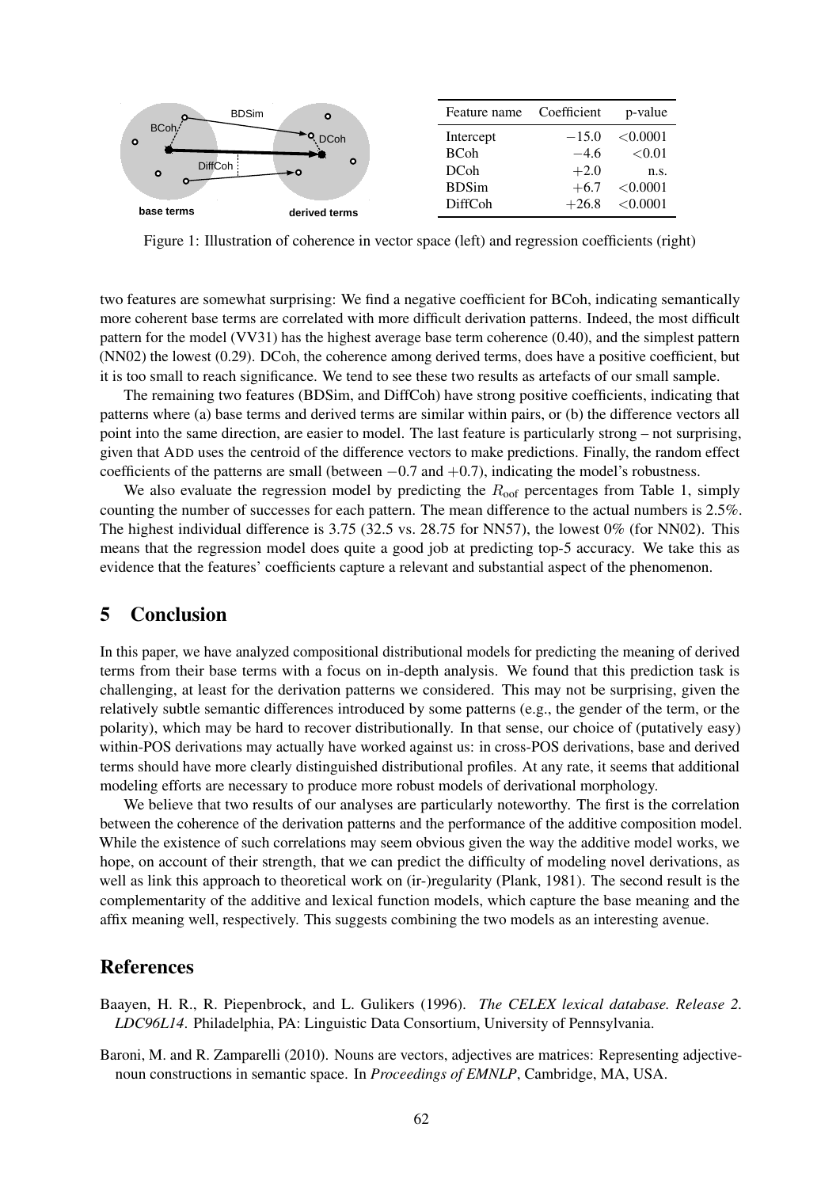| Feature name | Coefficient | p-value |
|---|---|---|
| Intercept | $-15.0$ | $<0.0001$ |
| BCoh | $-4.6$ | $<0.01$ |
| DCoh | $+2.0$ | n.s. |
| BDSim | $+6.7$ | $<0.0001$ |
| DiffCoh | $+26.8$ | $<0.0001$ |

Figure 1: Illustration of coherence in vector space (left) and regression coefficients (right)

two features are somewhat surprising: We find a negative coefficient for BCoh, indicating semantically more coherent base terms are correlated with more difficult derivation patterns. Indeed, the most difficult pattern for the model (VV31) has the highest average base term coherence (0.40), and the simplest pattern (NN02) the lowest (0.29). DCoh, the coherence among derived terms, does have a positive coefficient, but it is too small to reach significance. We tend to see these two results as artefacts of our small sample.

The remaining two features (BDSim, and DiffCoh) have strong positive coefficients, indicating that patterns where (a) base terms and derived terms are similar within pairs, or (b) the difference vectors all point into the same direction, are easier to model. The last feature is particularly strong – not surprising, given that ADD uses the centroid of the difference vectors to make predictions. Finally, the random effect coefficients of the patterns are small (between $-0.7$ and $+0.7$), indicating the model's robustness.

We also evaluate the regression model by predicting the $R_{\text{oof}}$ percentages from Table 1, simply counting the number of successes for each pattern. The mean difference to the actual numbers is 2.5%. The highest individual difference is 3.75 (32.5 vs. 28.75 for NN57), the lowest 0% (for NN02). This means that the regression model does quite a good job at predicting top-5 accuracy. We take this as evidence that the features' coefficients capture a relevant and substantial aspect of the phenomenon.

## 5 Conclusion

In this paper, we have analyzed compositional distributional models for predicting the meaning of derived terms from their base terms with a focus on in-depth analysis. We found that this prediction task is challenging, at least for the derivation patterns we considered. This may not be surprising, given the relatively subtle semantic differences introduced by some patterns (e.g., the gender of the term, or the polarity), which may be hard to recover distributionally. In that sense, our choice of (putatively easy) within-POS derivations may actually have worked against us: in cross-POS derivations, base and derived terms should have more clearly distinguished distributional profiles. At any rate, it seems that additional modeling efforts are necessary to produce more robust models of derivational morphology.

We believe that two results of our analyses are particularly noteworthy. The first is the correlation between the coherence of the derivation patterns and the performance of the additive composition model. While the existence of such correlations may seem obvious given the way the additive model works, we hope, on account of their strength, that we can predict the difficulty of modeling novel derivations, as well as link this approach to theoretical work on (ir-)regularity (Plank, 1981). The second result is the complementarity of the additive and lexical function models, which capture the base meaning and the affix meaning well, respectively. This suggests combining the two models as an interesting avenue.

## References

Baayen, H. R., R. Piepenbrock, and L. Gulikers (1996). *The CELEX lexical database. Release 2. LDC96L14*. Philadelphia, PA: Linguistic Data Consortium, University of Pennsylvania.

Baroni, M. and R. Zamparelli (2010). Nouns are vectors, adjectives are matrices: Representing adjective-noun constructions in semantic space. In *Proceedings of EMNLP*, Cambridge, MA, USA.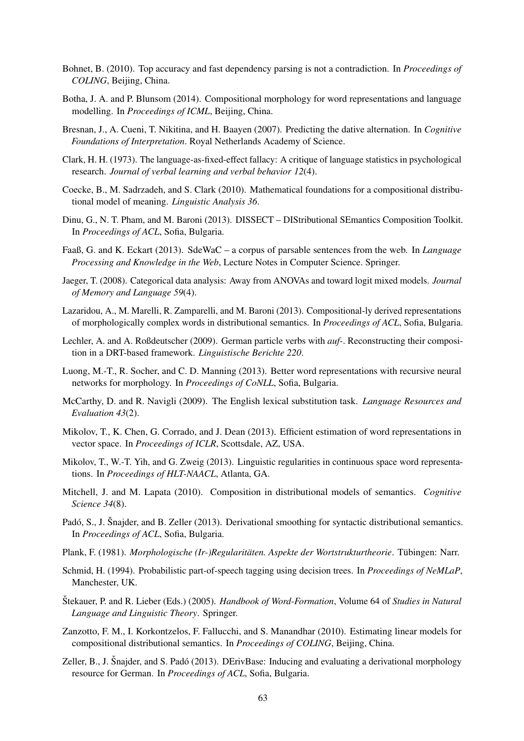Bohnet, B. (2010). Top accuracy and fast dependency parsing is not a contradiction. In *Proceedings of COLING*, Beijing, China.

Botha, J. A. and P. Blunsom (2014). Compositional morphology for word representations and language modelling. In *Proceedings of ICML*, Beijing, China.

Bresnan, J., A. Cueni, T. Nikitina, and H. Baayen (2007). Predicting the dative alternation. In *Cognitive Foundations of Interpretation*. Royal Netherlands Academy of Science.

Clark, H. H. (1973). The language-as-fixed-effect fallacy: A critique of language statistics in psychological research. *Journal of verbal learning and verbal behavior 12*(4).

Coecke, B., M. Sadrzadeh, and S. Clark (2010). Mathematical foundations for a compositional distributional model of meaning. *Linguistic Analysis 36*.

Dinu, G., N. T. Pham, and M. Baroni (2013). DISSECT – DIStributional SEmantics Composition Toolkit. In *Proceedings of ACL*, Sofia, Bulgaria.

Faaß, G. and K. Eckart (2013). SdeWaC – a corpus of parsable sentences from the web. In *Language Processing and Knowledge in the Web*, Lecture Notes in Computer Science. Springer.

Jaeger, T. (2008). Categorical data analysis: Away from ANOVAs and toward logit mixed models. *Journal of Memory and Language 59*(4).

Lazaridou, A., M. Marelli, R. Zamparelli, and M. Baroni (2013). Compositional-ly derived representations of morphologically complex words in distributional semantics. In *Proceedings of ACL*, Sofia, Bulgaria.

Lechler, A. and A. Roßdeutscher (2009). German particle verbs with *auf-*. Reconstructing their composition in a DRT-based framework. *Linguistische Berichte 220*.

Luong, M.-T., R. Socher, and C. D. Manning (2013). Better word representations with recursive neural networks for morphology. In *Proceedings of CoNLL*, Sofia, Bulgaria.

McCarthy, D. and R. Navigli (2009). The English lexical substitution task. *Language Resources and Evaluation 43*(2).

Mikolov, T., K. Chen, G. Corrado, and J. Dean (2013). Efficient estimation of word representations in vector space. In *Proceedings of ICLR*, Scottsdale, AZ, USA.

Mikolov, T., W.-T. Yih, and G. Zweig (2013). Linguistic regularities in continuous space word representations. In *Proceedings of HLT-NAACL*, Atlanta, GA.

Mitchell, J. and M. Lapata (2010). Composition in distributional models of semantics. *Cognitive Science 34*(8).

Padó, S., J. Šnajder, and B. Zeller (2013). Derivational smoothing for syntactic distributional semantics. In *Proceedings of ACL*, Sofia, Bulgaria.

Plank, F. (1981). *Morphologische (Ir-)Regularitäten. Aspekte der Wortstrukturtheorie*. Tübingen: Narr.

Schmid, H. (1994). Probabilistic part-of-speech tagging using decision trees. In *Proceedings of NeMLaP*, Manchester, UK.

Štekauer, P. and R. Lieber (Eds.) (2005). *Handbook of Word-Formation*, Volume 64 of *Studies in Natural Language and Linguistic Theory*. Springer.

Zanzotto, F. M., I. Korkontzelos, F. Fallucchi, and S. Manandhar (2010). Estimating linear models for compositional distributional semantics. In *Proceedings of COLING*, Beijing, China.

Zeller, B., J. Šnajder, and S. Padó (2013). DErivBase: Inducing and evaluating a derivational morphology resource for German. In *Proceedings of ACL*, Sofia, Bulgaria.